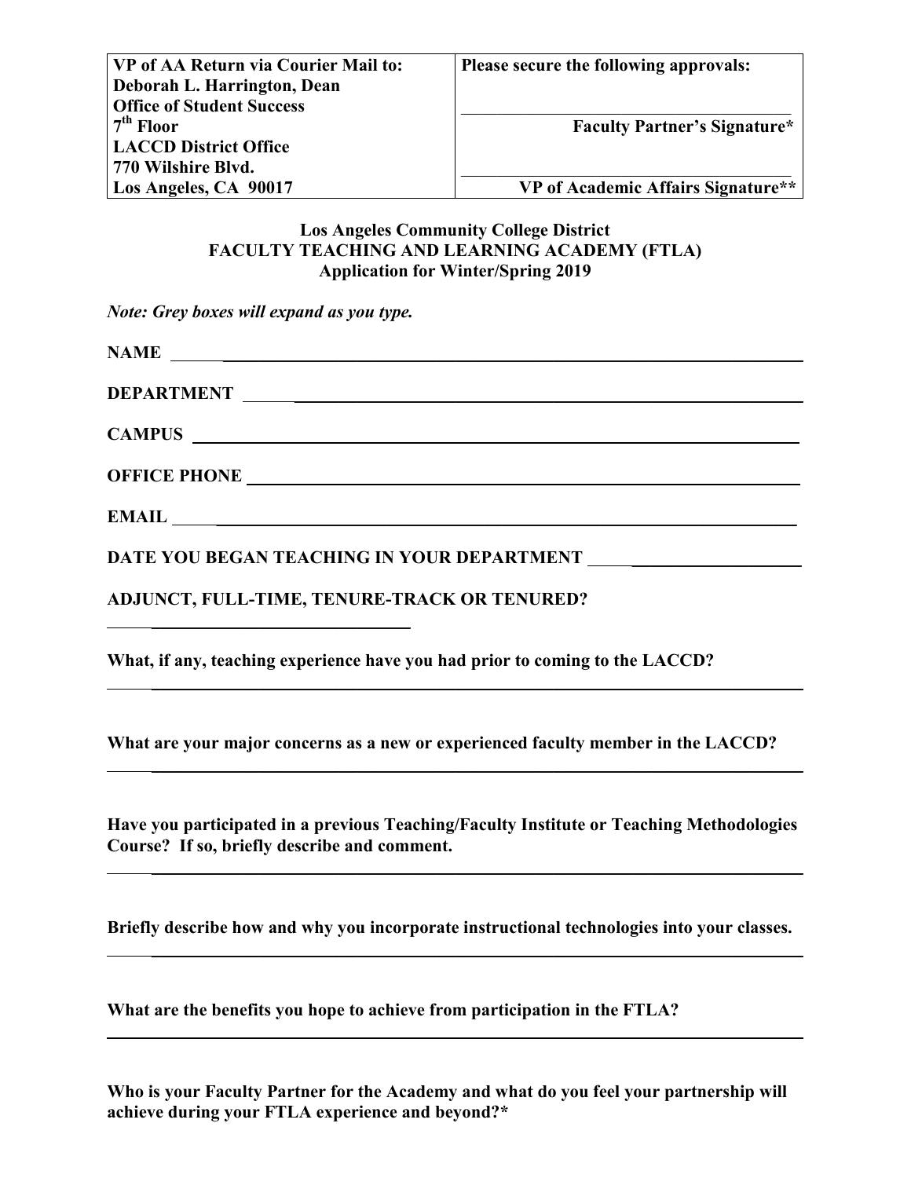| **VP of AA Return via Courier Mail to:**<br>**Deborah L. Harrington, Dean**<br>**Office of Student Success**<br>**7th Floor**<br>**LACCD District Office**<br>**770 Wilshire Blvd.**<br>**Los Angeles, CA 90017** | **Please secure the following approvals:**<br><br>_______________________<br>**Faculty Partner's Signature***<br><br>_______________________<br>**VP of Academic Affairs Signature**** |
|---|---|

**Los Angeles Community College District**
**FACULTY TEACHING AND LEARNING ACADEMY (FTLA)**
**Application for Winter/Spring 2019**

***Note: Grey boxes will expand as you type.***

**NAME** ______________________________

**DEPARTMENT** ______________________________

**CAMPUS** ______________________________

**OFFICE PHONE** ______________________________

**EMAIL** ______________________________

**DATE YOU BEGAN TEACHING IN YOUR DEPARTMENT** ______________________________

**ADJUNCT, FULL-TIME, TENURE-TRACK OR TENURED?**

______________________________

**What, if any, teaching experience have you had prior to coming to the LACCD?**

______________________________

**What are your major concerns as a new or experienced faculty member in the LACCD?**

______________________________

**Have you participated in a previous Teaching/Faculty Institute or Teaching Methodologies Course? If so, briefly describe and comment.**

______________________________

**Briefly describe how and why you incorporate instructional technologies into your classes.**

______________________________

**What are the benefits you hope to achieve from participation in the FTLA?**

______________________________

**Who is your Faculty Partner for the Academy and what do you feel your partnership will achieve during your FTLA experience and beyond?***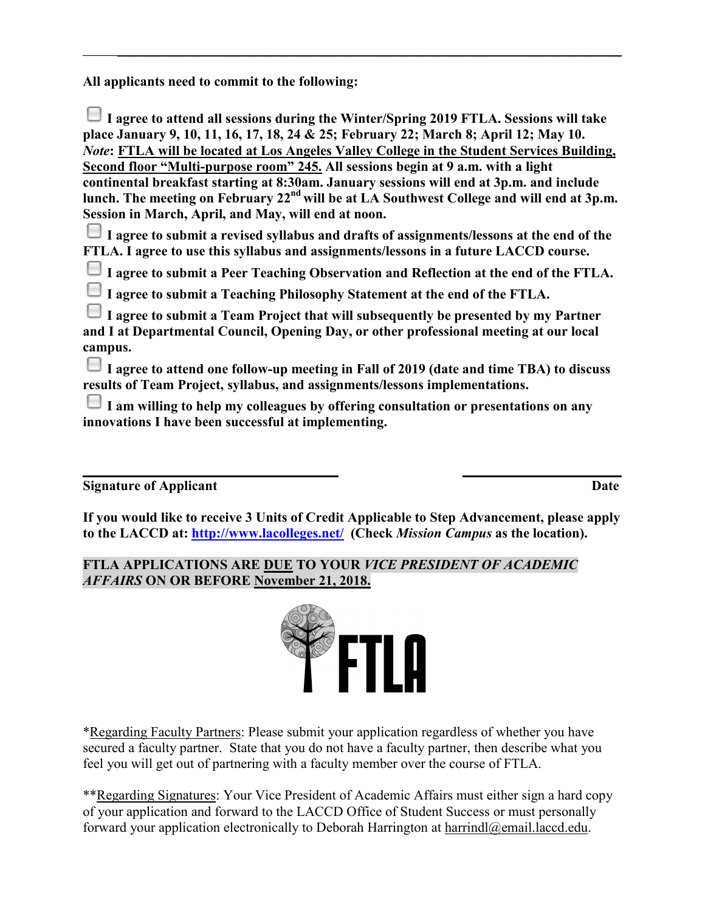**All applicants need to commit to the following:**

- ☐ **I agree to attend all sessions during the Winter/Spring 2019 FTLA. Sessions will take place January 9, 10, 11, 16, 17, 18, 24 & 25; February 22; March 8; April 12; May 10.** ***Note*****: <u>FTLA will be located at Los Angeles Valley College in the Student Services Building, Second floor "Multi-purpose room" 245.</u> All sessions begin at 9 a.m. with a light continental breakfast starting at 8:30am. January sessions will end at 3p.m. and include lunch. The meeting on February 22nd will be at LA Southwest College and will end at 3p.m. Session in March, April, and May, will end at noon.**
- ☐ **I agree to submit a revised syllabus and drafts of assignments/lessons at the end of the FTLA. I agree to use this syllabus and assignments/lessons in a future LACCD course.**
- ☐ **I agree to submit a Peer Teaching Observation and Reflection at the end of the FTLA.**
- ☐ **I agree to submit a Teaching Philosophy Statement at the end of the FTLA.**
- ☐ **I agree to submit a Team Project that will subsequently be presented by my Partner and I at Departmental Council, Opening Day, or other professional meeting at our local campus.**
- ☐ **I agree to attend one follow-up meeting in Fall of 2019 (date and time TBA) to discuss results of Team Project, syllabus, and assignments/lessons implementations.**
- ☐ **I am willing to help my colleagues by offering consultation or presentations on any innovations I have been successful at implementing.**

\_\_\_\_\_\_\_\_\_\_\_\_\_\_\_\_\_\_\_\_\_\_\_\_\_\_\_\_\_\_\_\_\_\_\_\_ \_\_\_\_\_\_\_\_\_\_\_\_\_\_\_\_\_\_

**Signature of Applicant** **Date**

**If you would like to receive 3 Units of Credit Applicable to Step Advancement, please apply to the LACCD at: http://www.lacolleges.net/ (Check *Mission Campus* as the location).**

**FTLA APPLICATIONS ARE <u>DUE</u> TO YOUR *VICE PRESIDENT OF ACADEMIC AFFAIRS* ON OR BEFORE <u>November 21, 2018.</u>**

FTLA

\*<u>Regarding Faculty Partners</u>: Please submit your application regardless of whether you have secured a faculty partner. State that you do not have a faculty partner, then describe what you feel you will get out of partnering with a faculty member over the course of FTLA.

\*\*<u>Regarding Signatures</u>: Your Vice President of Academic Affairs must either sign a hard copy of your application and forward to the LACCD Office of Student Success or must personally forward your application electronically to Deborah Harrington at <u>harrindl@email.laccd.edu</u>.